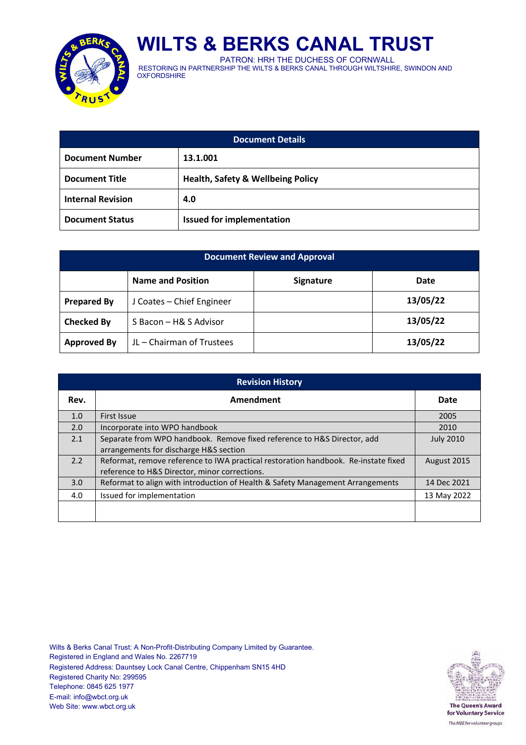# WILTS & BERKS CANAL TRUST

PATRON: HRH THE DUCHESS OF CORNWALL

RESTORING IN PARTNERSHIP THE WILTS & BERKS CANAL THROUGH WILTSHIRE, SWINDON AND OXFORDSHIRE

| Document Details | |
|---|---|
| **Document Number** | **13.1.001** |
| **Document Title** | **Health, Safety & Wellbeing Policy** |
| **Internal Revision** | **4.0** |
| **Document Status** | **Issued for implementation** |

| Document Review and Approval | | | |
|---|---|---|---|
| | **Name and Position** | **Signature** | **Date** |
| **Prepared By** | J Coates – Chief Engineer | | **13/05/22** |
| **Checked By** | S Bacon – H& S Advisor | | **13/05/22** |
| **Approved By** | JL – Chairman of Trustees | | **13/05/22** |

| Revision History | | |
|---|---|---|
| **Rev.** | **Amendment** | **Date** |
| 1.0 | First Issue | 2005 |
| 2.0 | Incorporate into WPO handbook | 2010 |
| 2.1 | Separate from WPO handbook. Remove fixed reference to H&S Director, add arrangements for discharge H&S section | July 2010 |
| 2.2 | Reformat, remove reference to IWA practical restoration handbook. Re-instate fixed reference to H&S Director, minor corrections. | August 2015 |
| 3.0 | Reformat to align with introduction of Health & Safety Management Arrangements | 14 Dec 2021 |
| 4.0 | Issued for implementation | 13 May 2022 |
| | | |

Wilts & Berks Canal Trust: A Non-Profit-Distributing Company Limited by Guarantee.
Registered in England and Wales No. 2267719
Registered Address: Dauntsey Lock Canal Centre, Chippenham SN15 4HD
Registered Charity No: 299595
Telephone: 0845 625 1977
E-mail: info@wbct.org.uk
Web Site: www.wbct.org.uk

The Queen's Award for Voluntary Service
*The MBE for volunteer groups*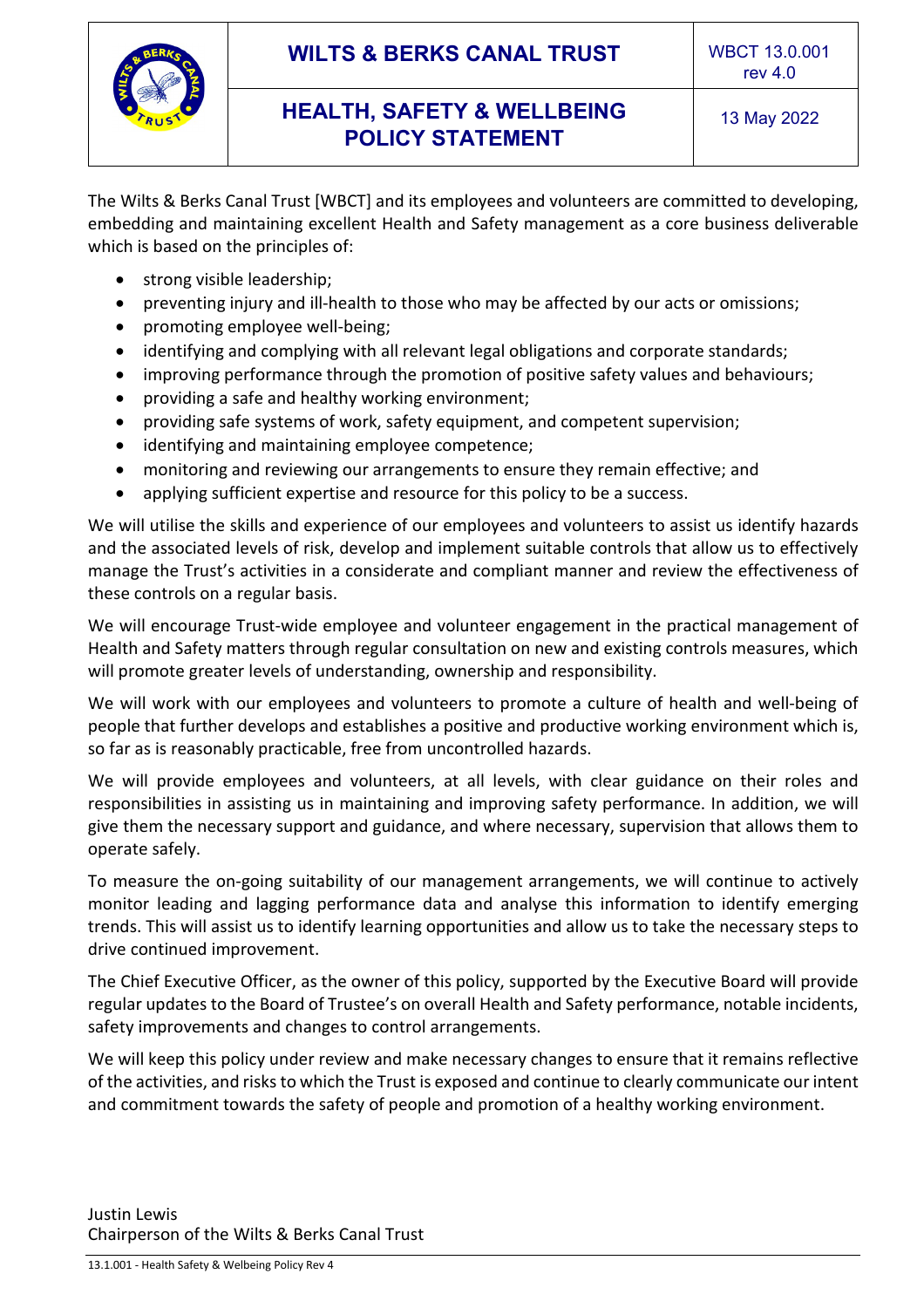| | | |
|---|---|---|
| | **WILTS & BERKS CANAL TRUST** | WBCT 13.0.001 rev 4.0 |
| | **HEALTH, SAFETY & WELLBEING POLICY STATEMENT** | 13 May 2022 |

The Wilts & Berks Canal Trust [WBCT] and its employees and volunteers are committed to developing, embedding and maintaining excellent Health and Safety management as a core business deliverable which is based on the principles of:

- strong visible leadership;
- preventing injury and ill-health to those who may be affected by our acts or omissions;
- promoting employee well-being;
- identifying and complying with all relevant legal obligations and corporate standards;
- improving performance through the promotion of positive safety values and behaviours;
- providing a safe and healthy working environment;
- providing safe systems of work, safety equipment, and competent supervision;
- identifying and maintaining employee competence;
- monitoring and reviewing our arrangements to ensure they remain effective; and
- applying sufficient expertise and resource for this policy to be a success.

We will utilise the skills and experience of our employees and volunteers to assist us identify hazards and the associated levels of risk, develop and implement suitable controls that allow us to effectively manage the Trust's activities in a considerate and compliant manner and review the effectiveness of these controls on a regular basis.

We will encourage Trust-wide employee and volunteer engagement in the practical management of Health and Safety matters through regular consultation on new and existing controls measures, which will promote greater levels of understanding, ownership and responsibility.

We will work with our employees and volunteers to promote a culture of health and well-being of people that further develops and establishes a positive and productive working environment which is, so far as is reasonably practicable, free from uncontrolled hazards.

We will provide employees and volunteers, at all levels, with clear guidance on their roles and responsibilities in assisting us in maintaining and improving safety performance. In addition, we will give them the necessary support and guidance, and where necessary, supervision that allows them to operate safely.

To measure the on-going suitability of our management arrangements, we will continue to actively monitor leading and lagging performance data and analyse this information to identify emerging trends. This will assist us to identify learning opportunities and allow us to take the necessary steps to drive continued improvement.

The Chief Executive Officer, as the owner of this policy, supported by the Executive Board will provide regular updates to the Board of Trustee's on overall Health and Safety performance, notable incidents, safety improvements and changes to control arrangements.

We will keep this policy under review and make necessary changes to ensure that it remains reflective of the activities, and risks to which the Trust is exposed and continue to clearly communicate our intent and commitment towards the safety of people and promotion of a healthy working environment.

Justin Lewis
Chairperson of the Wilts & Berks Canal Trust